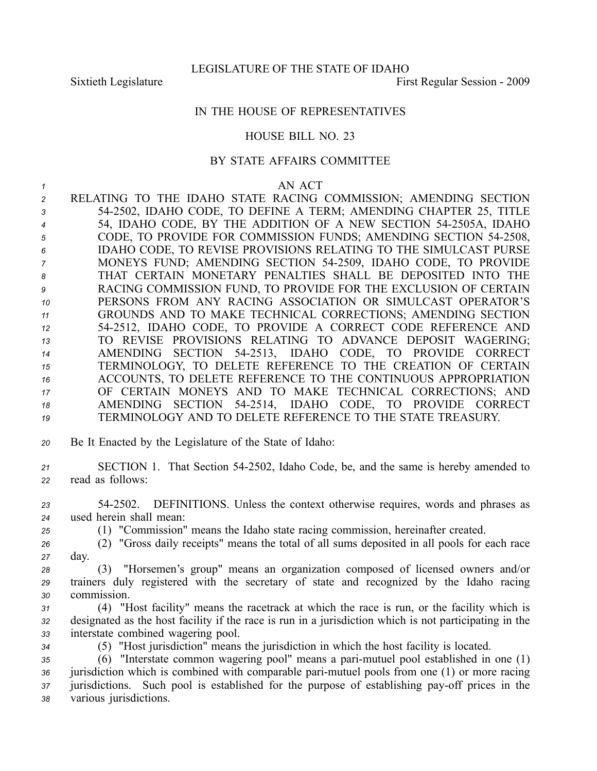LEGISLATURE OF THE STATE OF IDAHO

Sixtieth Legislature First Regular Session - 2009

IN THE HOUSE OF REPRESENTATIVES

HOUSE BILL NO. 23

BY STATE AFFAIRS COMMITTEE

AN ACT

RELATING TO THE IDAHO STATE RACING COMMISSION; AMENDING SECTION 54-2502, IDAHO CODE, TO DEFINE A TERM; AMENDING CHAPTER 25, TITLE 54, IDAHO CODE, BY THE ADDITION OF A NEW SECTION 54-2505A, IDAHO CODE, TO PROVIDE FOR COMMISSION FUNDS; AMENDING SECTION 54-2508, IDAHO CODE, TO REVISE PROVISIONS RELATING TO THE SIMULCAST PURSE MONEYS FUND; AMENDING SECTION 54-2509, IDAHO CODE, TO PROVIDE THAT CERTAIN MONETARY PENALTIES SHALL BE DEPOSITED INTO THE RACING COMMISSION FUND, TO PROVIDE FOR THE EXCLUSION OF CERTAIN PERSONS FROM ANY RACING ASSOCIATION OR SIMULCAST OPERATOR'S GROUNDS AND TO MAKE TECHNICAL CORRECTIONS; AMENDING SECTION 54-2512, IDAHO CODE, TO PROVIDE A CORRECT CODE REFERENCE AND TO REVISE PROVISIONS RELATING TO ADVANCE DEPOSIT WAGERING; AMENDING SECTION 54-2513, IDAHO CODE, TO PROVIDE CORRECT TERMINOLOGY, TO DELETE REFERENCE TO THE CREATION OF CERTAIN ACCOUNTS, TO DELETE REFERENCE TO THE CONTINUOUS APPROPRIATION OF CERTAIN MONEYS AND TO MAKE TECHNICAL CORRECTIONS; AND AMENDING SECTION 54-2514, IDAHO CODE, TO PROVIDE CORRECT TERMINOLOGY AND TO DELETE REFERENCE TO THE STATE TREASURY.

Be It Enacted by the Legislature of the State of Idaho:

SECTION 1. That Section 54-2502, Idaho Code, be, and the same is hereby amended to read as follows:

54-2502. DEFINITIONS. Unless the context otherwise requires, words and phrases as used herein shall mean:

(1) "Commission" means the Idaho state racing commission, hereinafter created.

(2) "Gross daily receipts" means the total of all sums deposited in all pools for each race day.

(3) "Horsemen's group" means an organization composed of licensed owners and/or trainers duly registered with the secretary of state and recognized by the Idaho racing commission.

(4) "Host facility" means the racetrack at which the race is run, or the facility which is designated as the host facility if the race is run in a jurisdiction which is not participating in the interstate combined wagering pool.

(5) "Host jurisdiction" means the jurisdiction in which the host facility is located.

(6) "Interstate common wagering pool" means a pari-mutuel pool established in one (1) jurisdiction which is combined with comparable pari-mutuel pools from one (1) or more racing jurisdictions. Such pool is established for the purpose of establishing pay-off prices in the various jurisdictions.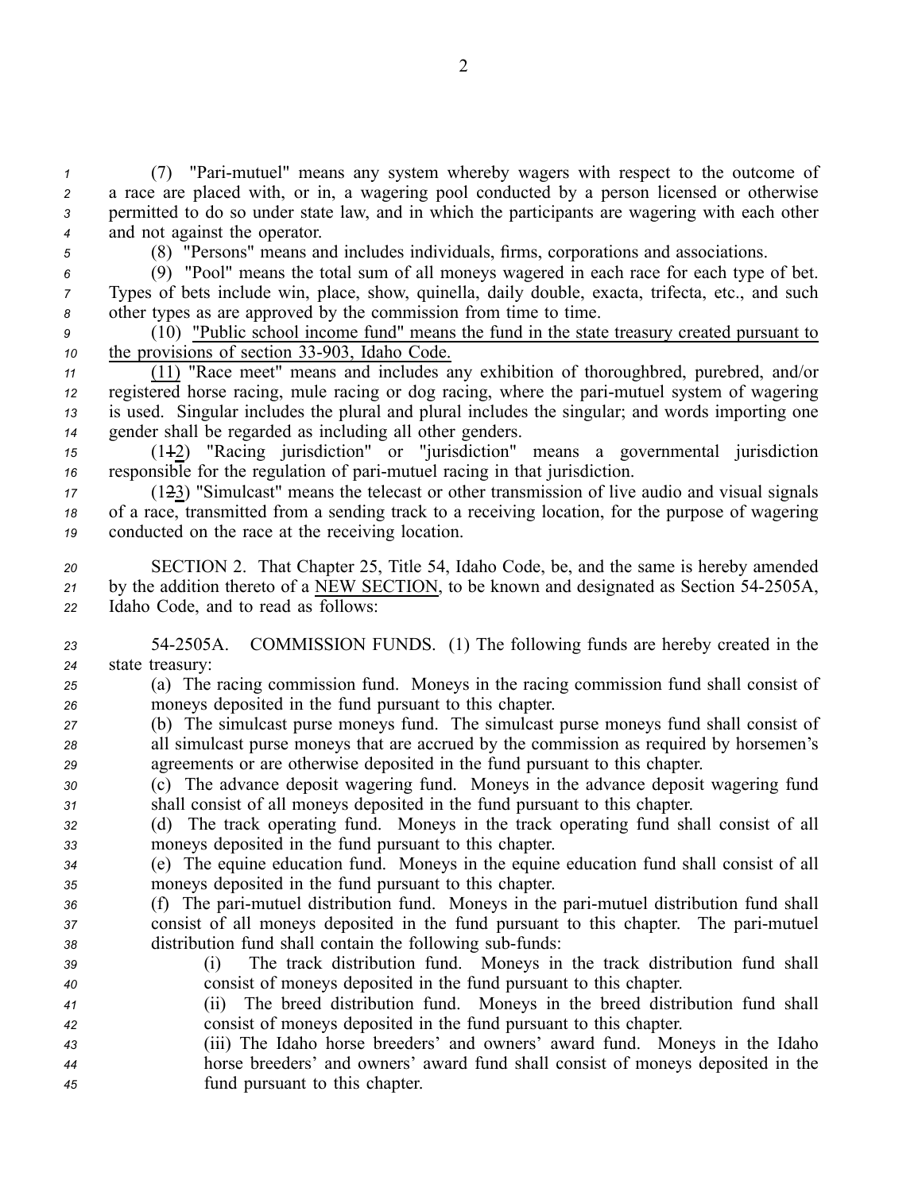(7) "Pari-mutuel" means any system whereby wagers with respect to the outcome of a race are placed with, or in, a wagering pool conducted by a person licensed or otherwise permitted to do so under state law, and in which the participants are wagering with each other and not against the operator.

(8) "Persons" means and includes individuals, firms, corporations and associations.

(9) "Pool" means the total sum of all moneys wagered in each race for each type of bet. Types of bets include win, place, show, quinella, daily double, exacta, trifecta, etc., and such other types as are approved by the commission from time to time.

(10) "Public school income fund" means the fund in the state treasury created pursuant to the provisions of section 33-903, Idaho Code.

(11) "Race meet" means and includes any exhibition of thoroughbred, purebred, and/or registered horse racing, mule racing or dog racing, where the pari-mutuel system of wagering is used. Singular includes the plural and plural includes the singular; and words importing one gender shall be regarded as including all other genders.

(112) "Racing jurisdiction" or "jurisdiction" means a governmental jurisdiction responsible for the regulation of pari-mutuel racing in that jurisdiction.

(123) "Simulcast" means the telecast or other transmission of live audio and visual signals of a race, transmitted from a sending track to a receiving location, for the purpose of wagering conducted on the race at the receiving location.

SECTION 2. That Chapter 25, Title 54, Idaho Code, be, and the same is hereby amended by the addition thereto of a NEW SECTION, to be known and designated as Section 54-2505A, Idaho Code, and to read as follows:

54-2505A. COMMISSION FUNDS. (1) The following funds are hereby created in the state treasury:

(a) The racing commission fund. Moneys in the racing commission fund shall consist of moneys deposited in the fund pursuant to this chapter.

(b) The simulcast purse moneys fund. The simulcast purse moneys fund shall consist of all simulcast purse moneys that are accrued by the commission as required by horsemen's agreements or are otherwise deposited in the fund pursuant to this chapter.

(c) The advance deposit wagering fund. Moneys in the advance deposit wagering fund shall consist of all moneys deposited in the fund pursuant to this chapter.

(d) The track operating fund. Moneys in the track operating fund shall consist of all moneys deposited in the fund pursuant to this chapter.

(e) The equine education fund. Moneys in the equine education fund shall consist of all moneys deposited in the fund pursuant to this chapter.

(f) The pari-mutuel distribution fund. Moneys in the pari-mutuel distribution fund shall consist of all moneys deposited in the fund pursuant to this chapter. The pari-mutuel distribution fund shall contain the following sub-funds:

(i) The track distribution fund. Moneys in the track distribution fund shall consist of moneys deposited in the fund pursuant to this chapter.

(ii) The breed distribution fund. Moneys in the breed distribution fund shall consist of moneys deposited in the fund pursuant to this chapter.

(iii) The Idaho horse breeders' and owners' award fund. Moneys in the Idaho horse breeders' and owners' award fund shall consist of moneys deposited in the fund pursuant to this chapter.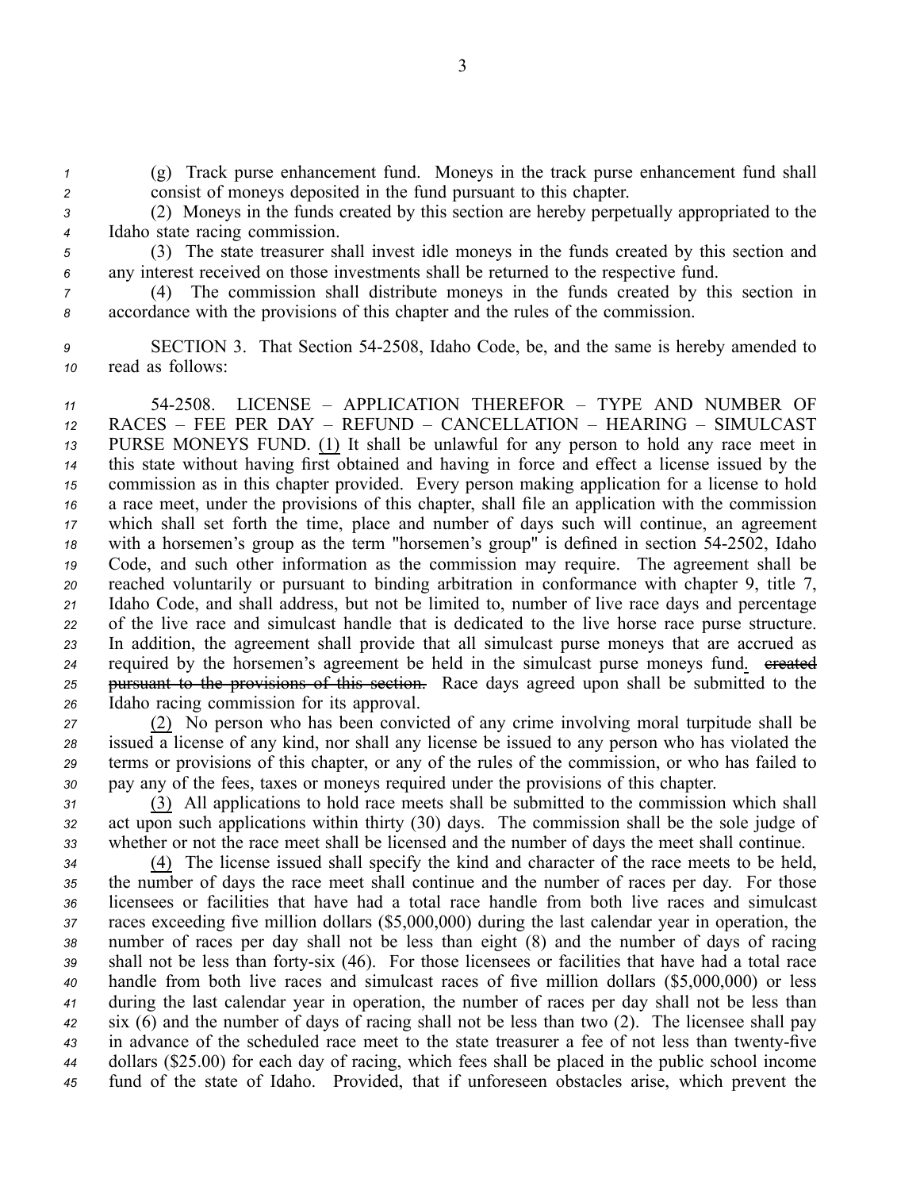(g) Track purse enhancement fund. Moneys in the track purse enhancement fund shall consist of moneys deposited in the fund pursuant to this chapter.

(2) Moneys in the funds created by this section are hereby perpetually appropriated to the Idaho state racing commission.

(3) The state treasurer shall invest idle moneys in the funds created by this section and any interest received on those investments shall be returned to the respective fund.

(4) The commission shall distribute moneys in the funds created by this section in accordance with the provisions of this chapter and the rules of the commission.

SECTION 3. That Section 54-2508, Idaho Code, be, and the same is hereby amended to read as follows:

54-2508. LICENSE – APPLICATION THEREFOR – TYPE AND NUMBER OF RACES – FEE PER DAY – REFUND – CANCELLATION – HEARING – SIMULCAST PURSE MONEYS FUND. (1) It shall be unlawful for any person to hold any race meet in this state without having first obtained and having in force and effect a license issued by the commission as in this chapter provided. Every person making application for a license to hold a race meet, under the provisions of this chapter, shall file an application with the commission which shall set forth the time, place and number of days such will continue, an agreement with a horsemen's group as the term "horsemen's group" is defined in section 54-2502, Idaho Code, and such other information as the commission may require. The agreement shall be reached voluntarily or pursuant to binding arbitration in conformance with chapter 9, title 7, Idaho Code, and shall address, but not be limited to, number of live race days and percentage of the live race and simulcast handle that is dedicated to the live horse race purse structure. In addition, the agreement shall provide that all simulcast purse moneys that are accrued as required by the horsemen's agreement be held in the simulcast purse moneys fund. ~~created pursuant to the provisions of this section.~~ Race days agreed upon shall be submitted to the Idaho racing commission for its approval.

(2) No person who has been convicted of any crime involving moral turpitude shall be issued a license of any kind, nor shall any license be issued to any person who has violated the terms or provisions of this chapter, or any of the rules of the commission, or who has failed to pay any of the fees, taxes or moneys required under the provisions of this chapter.

(3) All applications to hold race meets shall be submitted to the commission which shall act upon such applications within thirty (30) days. The commission shall be the sole judge of whether or not the race meet shall be licensed and the number of days the meet shall continue.

(4) The license issued shall specify the kind and character of the race meets to be held, the number of days the race meet shall continue and the number of races per day. For those licensees or facilities that have had a total race handle from both live races and simulcast races exceeding five million dollars ($5,000,000) during the last calendar year in operation, the number of races per day shall not be less than eight (8) and the number of days of racing shall not be less than forty-six (46). For those licensees or facilities that have had a total race handle from both live races and simulcast races of five million dollars ($5,000,000) or less during the last calendar year in operation, the number of races per day shall not be less than six (6) and the number of days of racing shall not be less than two (2). The licensee shall pay in advance of the scheduled race meet to the state treasurer a fee of not less than twenty-five dollars ($25.00) for each day of racing, which fees shall be placed in the public school income fund of the state of Idaho. Provided, that if unforeseen obstacles arise, which prevent the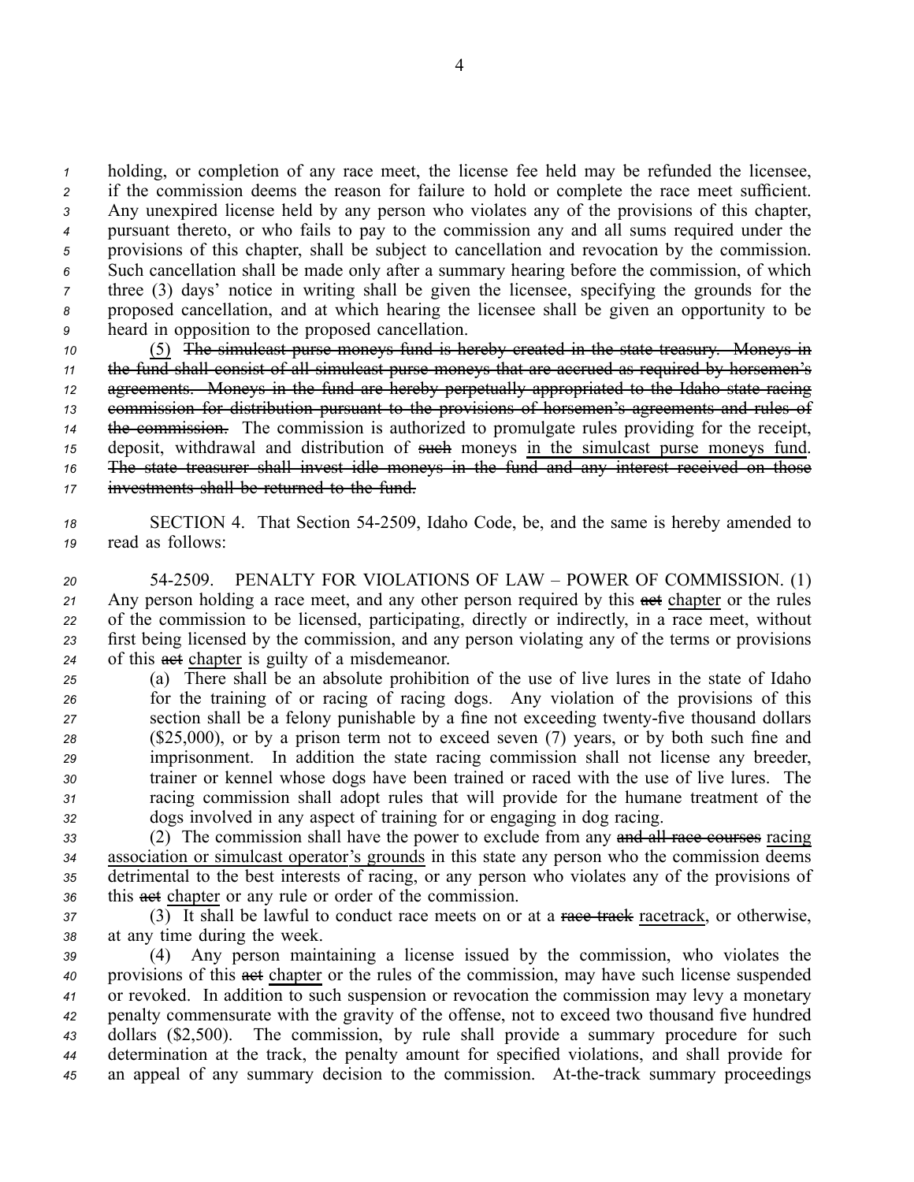holding, or completion of any race meet, the license fee held may be refunded the licensee, if the commission deems the reason for failure to hold or complete the race meet sufficient. Any unexpired license held by any person who violates any of the provisions of this chapter, pursuant thereto, or who fails to pay to the commission any and all sums required under the provisions of this chapter, shall be subject to cancellation and revocation by the commission. Such cancellation shall be made only after a summary hearing before the commission, of which three (3) days' notice in writing shall be given the licensee, specifying the grounds for the proposed cancellation, and at which hearing the licensee shall be given an opportunity to be heard in opposition to the proposed cancellation.

(5) ~~The simulcast purse moneys fund is hereby created in the state treasury. Moneys in the fund shall consist of all simulcast purse moneys that are accrued as required by horsemen's agreements. Moneys in the fund are hereby perpetually appropriated to the Idaho state racing commission for distribution pursuant to the provisions of horsemen's agreements and rules of the commission.~~ The commission is authorized to promulgate rules providing for the receipt, deposit, withdrawal and distribution of ~~such~~ moneys in the simulcast purse moneys fund. ~~The state treasurer shall invest idle moneys in the fund and any interest received on those investments shall be returned to the fund.~~

SECTION 4. That Section 54-2509, Idaho Code, be, and the same is hereby amended to read as follows:

54-2509. PENALTY FOR VIOLATIONS OF LAW – POWER OF COMMISSION. (1) Any person holding a race meet, and any other person required by this ~~act~~ chapter or the rules of the commission to be licensed, participating, directly or indirectly, in a race meet, without first being licensed by the commission, and any person violating any of the terms or provisions of this ~~act~~ chapter is guilty of a misdemeanor.

(a) There shall be an absolute prohibition of the use of live lures in the state of Idaho for the training of or racing of racing dogs. Any violation of the provisions of this section shall be a felony punishable by a fine not exceeding twenty-five thousand dollars ($25,000), or by a prison term not to exceed seven (7) years, or by both such fine and imprisonment. In addition the state racing commission shall not license any breeder, trainer or kennel whose dogs have been trained or raced with the use of live lures. The racing commission shall adopt rules that will provide for the humane treatment of the dogs involved in any aspect of training for or engaging in dog racing.

(2) The commission shall have the power to exclude from any ~~and all race courses~~ racing association or simulcast operator's grounds in this state any person who the commission deems detrimental to the best interests of racing, or any person who violates any of the provisions of this ~~act~~ chapter or any rule or order of the commission.

(3) It shall be lawful to conduct race meets on or at a ~~race track~~ racetrack, or otherwise, at any time during the week.

(4) Any person maintaining a license issued by the commission, who violates the provisions of this ~~act~~ chapter or the rules of the commission, may have such license suspended or revoked. In addition to such suspension or revocation the commission may levy a monetary penalty commensurate with the gravity of the offense, not to exceed two thousand five hundred dollars ($2,500). The commission, by rule shall provide a summary procedure for such determination at the track, the penalty amount for specified violations, and shall provide for an appeal of any summary decision to the commission. At-the-track summary proceedings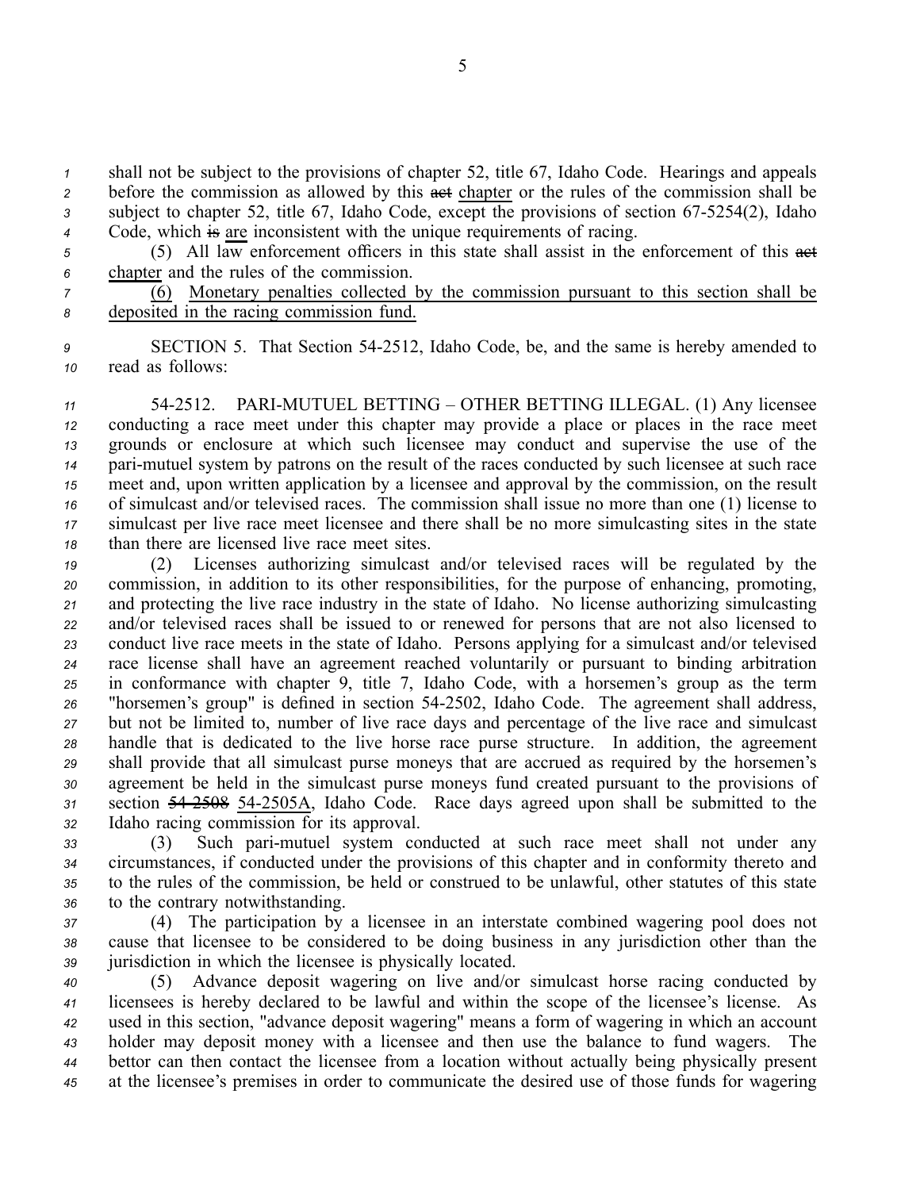shall not be subject to the provisions of chapter 52, title 67, Idaho Code. Hearings and appeals before the commission as allowed by this ~~act~~ chapter or the rules of the commission shall be subject to chapter 52, title 67, Idaho Code, except the provisions of section 67-5254(2), Idaho Code, which ~~is~~ are inconsistent with the unique requirements of racing.

(5) All law enforcement officers in this state shall assist in the enforcement of this ~~act~~ chapter and the rules of the commission.

(6) Monetary penalties collected by the commission pursuant to this section shall be deposited in the racing commission fund.

SECTION 5. That Section 54-2512, Idaho Code, be, and the same is hereby amended to read as follows:

54-2512. PARI-MUTUEL BETTING – OTHER BETTING ILLEGAL. (1) Any licensee conducting a race meet under this chapter may provide a place or places in the race meet grounds or enclosure at which such licensee may conduct and supervise the use of the pari-mutuel system by patrons on the result of the races conducted by such licensee at such race meet and, upon written application by a licensee and approval by the commission, on the result of simulcast and/or televised races. The commission shall issue no more than one (1) license to simulcast per live race meet licensee and there shall be no more simulcasting sites in the state than there are licensed live race meet sites.

(2) Licenses authorizing simulcast and/or televised races will be regulated by the commission, in addition to its other responsibilities, for the purpose of enhancing, promoting, and protecting the live race industry in the state of Idaho. No license authorizing simulcasting and/or televised races shall be issued to or renewed for persons that are not also licensed to conduct live race meets in the state of Idaho. Persons applying for a simulcast and/or televised race license shall have an agreement reached voluntarily or pursuant to binding arbitration in conformance with chapter 9, title 7, Idaho Code, with a horsemen's group as the term "horsemen's group" is defined in section 54-2502, Idaho Code. The agreement shall address, but not be limited to, number of live race days and percentage of the live race and simulcast handle that is dedicated to the live horse race purse structure. In addition, the agreement shall provide that all simulcast purse moneys that are accrued as required by the horsemen's agreement be held in the simulcast purse moneys fund created pursuant to the provisions of section ~~54-2508~~ 54-2505A, Idaho Code. Race days agreed upon shall be submitted to the Idaho racing commission for its approval.

(3) Such pari-mutuel system conducted at such race meet shall not under any circumstances, if conducted under the provisions of this chapter and in conformity thereto and to the rules of the commission, be held or construed to be unlawful, other statutes of this state to the contrary notwithstanding.

(4) The participation by a licensee in an interstate combined wagering pool does not cause that licensee to be considered to be doing business in any jurisdiction other than the jurisdiction in which the licensee is physically located.

(5) Advance deposit wagering on live and/or simulcast horse racing conducted by licensees is hereby declared to be lawful and within the scope of the licensee's license. As used in this section, "advance deposit wagering" means a form of wagering in which an account holder may deposit money with a licensee and then use the balance to fund wagers. The bettor can then contact the licensee from a location without actually being physically present at the licensee's premises in order to communicate the desired use of those funds for wagering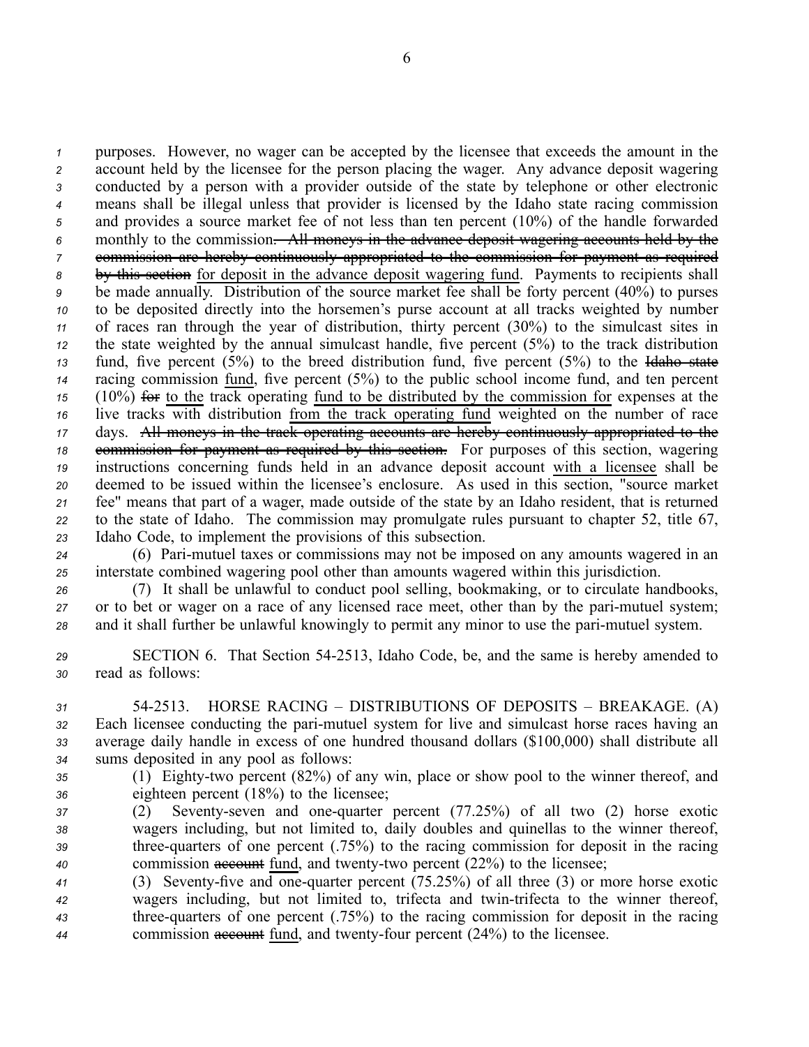purposes. However, no wager can be accepted by the licensee that exceeds the amount in the account held by the licensee for the person placing the wager. Any advance deposit wagering conducted by a person with a provider outside of the state by telephone or other electronic means shall be illegal unless that provider is licensed by the Idaho state racing commission and provides a source market fee of not less than ten percent (10%) of the handle forwarded monthly to the commission~~. All moneys in the advance deposit wagering accounts held by the commission are hereby continuously appropriated to the commission for payment as required by this section~~ for deposit in the advance deposit wagering fund. Payments to recipients shall be made annually. Distribution of the source market fee shall be forty percent (40%) to purses to be deposited directly into the horsemen's purse account at all tracks weighted by number of races ran through the year of distribution, thirty percent (30%) to the simulcast sites in the state weighted by the annual simulcast handle, five percent (5%) to the track distribution fund, five percent (5%) to the breed distribution fund, five percent (5%) to the ~~Idaho state~~ racing commission fund, five percent (5%) to the public school income fund, and ten percent (10%) ~~for~~ to the track operating fund to be distributed by the commission for expenses at the live tracks with distribution from the track operating fund weighted on the number of race days. ~~All moneys in the track operating accounts are hereby continuously appropriated to the commission for payment as required by this section.~~ For purposes of this section, wagering instructions concerning funds held in an advance deposit account with a licensee shall be deemed to be issued within the licensee's enclosure. As used in this section, "source market fee" means that part of a wager, made outside of the state by an Idaho resident, that is returned to the state of Idaho. The commission may promulgate rules pursuant to chapter 52, title 67, Idaho Code, to implement the provisions of this subsection.

(6) Pari-mutuel taxes or commissions may not be imposed on any amounts wagered in an interstate combined wagering pool other than amounts wagered within this jurisdiction.

(7) It shall be unlawful to conduct pool selling, bookmaking, or to circulate handbooks, or to bet or wager on a race of any licensed race meet, other than by the pari-mutuel system; and it shall further be unlawful knowingly to permit any minor to use the pari-mutuel system.

SECTION 6. That Section 54-2513, Idaho Code, be, and the same is hereby amended to read as follows:

54-2513. HORSE RACING – DISTRIBUTIONS OF DEPOSITS – BREAKAGE. (A) Each licensee conducting the pari-mutuel system for live and simulcast horse races having an average daily handle in excess of one hundred thousand dollars ($100,000) shall distribute all sums deposited in any pool as follows:

(1) Eighty-two percent (82%) of any win, place or show pool to the winner thereof, and eighteen percent (18%) to the licensee;

(2) Seventy-seven and one-quarter percent (77.25%) of all two (2) horse exotic wagers including, but not limited to, daily doubles and quinellas to the winner thereof, three-quarters of one percent (.75%) to the racing commission for deposit in the racing commission ~~account~~ fund, and twenty-two percent (22%) to the licensee;

(3) Seventy-five and one-quarter percent (75.25%) of all three (3) or more horse exotic wagers including, but not limited to, trifecta and twin-trifecta to the winner thereof, three-quarters of one percent (.75%) to the racing commission for deposit in the racing commission ~~account~~ fund, and twenty-four percent (24%) to the licensee.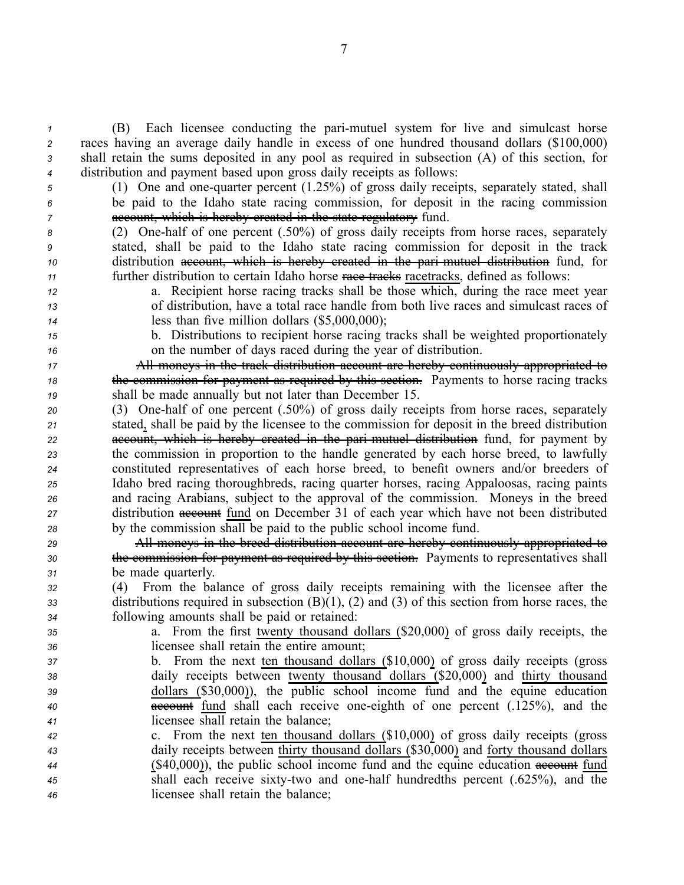(B) Each licensee conducting the pari-mutuel system for live and simulcast horse races having an average daily handle in excess of one hundred thousand dollars ($100,000) shall retain the sums deposited in any pool as required in subsection (A) of this section, for distribution and payment based upon gross daily receipts as follows:

(1) One and one-quarter percent (1.25%) of gross daily receipts, separately stated, shall be paid to the Idaho state racing commission, for deposit in the racing commission ~~account, which is hereby created in the state regulatory~~ fund.

(2) One-half of one percent (.50%) of gross daily receipts from horse races, separately stated, shall be paid to the Idaho state racing commission for deposit in the track distribution ~~account, which is hereby created in the pari-mutuel distribution~~ fund, for further distribution to certain Idaho horse ~~race tracks~~ racetracks, defined as follows:

a. Recipient horse racing tracks shall be those which, during the race meet year of distribution, have a total race handle from both live races and simulcast races of less than five million dollars ($5,000,000);

b. Distributions to recipient horse racing tracks shall be weighted proportionately on the number of days raced during the year of distribution.

~~All moneys in the track distribution account are hereby continuously appropriated to the commission for payment as required by this section.~~ Payments to horse racing tracks shall be made annually but not later than December 15.

(3) One-half of one percent (.50%) of gross daily receipts from horse races, separately stated, shall be paid by the licensee to the commission for deposit in the breed distribution ~~account, which is hereby created in the pari-mutuel distribution~~ fund, for payment by the commission in proportion to the handle generated by each horse breed, to lawfully constituted representatives of each horse breed, to benefit owners and/or breeders of Idaho bred racing thoroughbreds, racing quarter horses, racing Appaloosas, racing paints and racing Arabians, subject to the approval of the commission. Moneys in the breed distribution ~~account~~ fund on December 31 of each year which have not been distributed by the commission shall be paid to the public school income fund.

~~All moneys in the breed distribution account are hereby continuously appropriated to the commission for payment as required by this section.~~ Payments to representatives shall be made quarterly.

(4) From the balance of gross daily receipts remaining with the licensee after the distributions required in subsection (B)(1), (2) and (3) of this section from horse races, the following amounts shall be paid or retained:

a. From the first twenty thousand dollars ($20,000) of gross daily receipts, the licensee shall retain the entire amount;

b. From the next ten thousand dollars ($10,000) of gross daily receipts (gross daily receipts between twenty thousand dollars ($20,000) and thirty thousand dollars ($30,000)), the public school income fund and the equine education ~~account~~ fund shall each receive one-eighth of one percent (.125%), and the licensee shall retain the balance;

c. From the next ten thousand dollars ($10,000) of gross daily receipts (gross daily receipts between thirty thousand dollars ($30,000) and forty thousand dollars ($40,000)), the public school income fund and the equine education ~~account~~ fund shall each receive sixty-two and one-half hundredths percent (.625%), and the licensee shall retain the balance;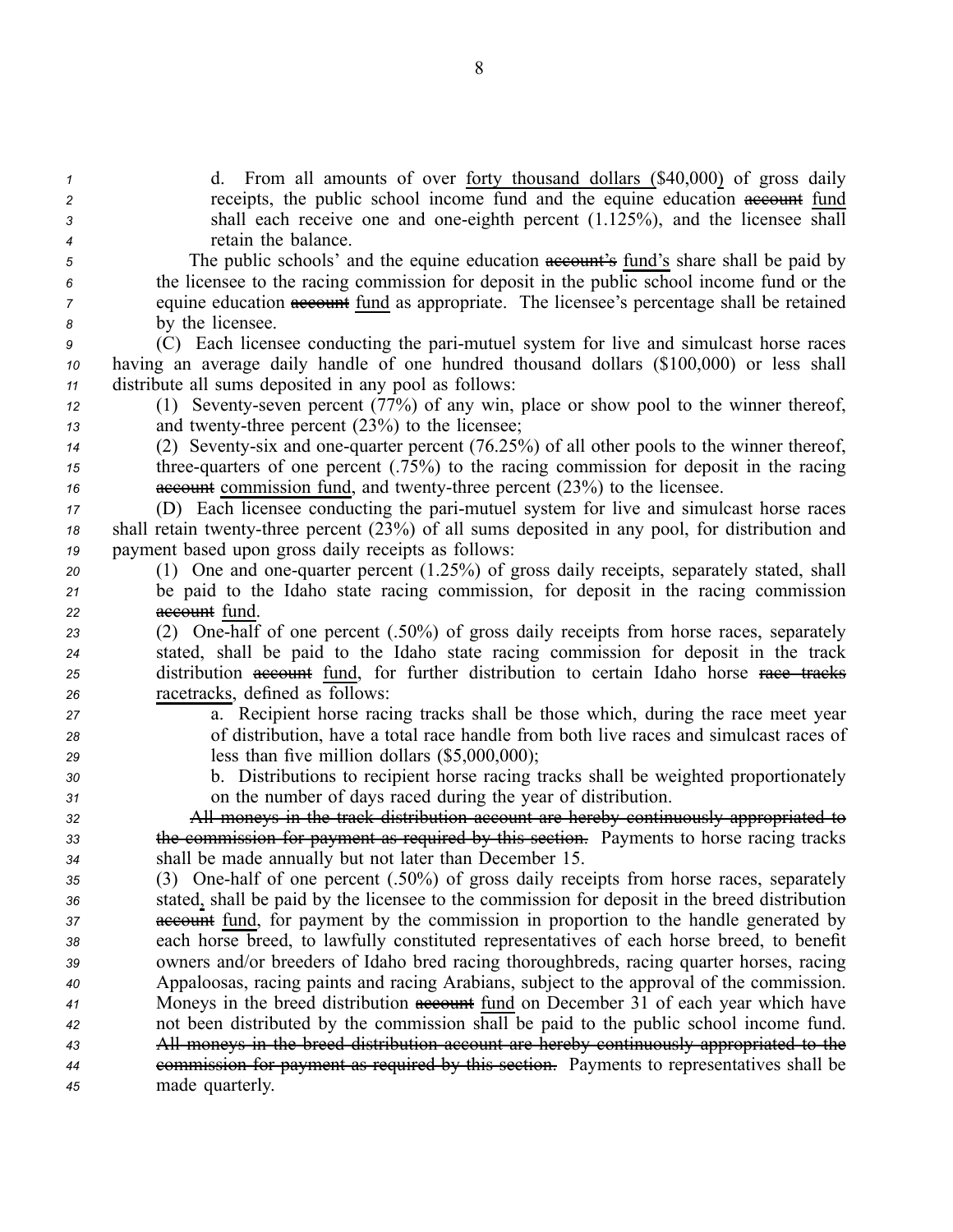d. From all amounts of over forty thousand dollars ($40,000) of gross daily receipts, the public school income fund and the equine education ~~account~~ fund shall each receive one and one-eighth percent (1.125%), and the licensee shall retain the balance.

The public schools' and the equine education ~~account's~~ fund's share shall be paid by the licensee to the racing commission for deposit in the public school income fund or the equine education ~~account~~ fund as appropriate. The licensee's percentage shall be retained by the licensee.

(C) Each licensee conducting the pari-mutuel system for live and simulcast horse races having an average daily handle of one hundred thousand dollars ($100,000) or less shall distribute all sums deposited in any pool as follows:

(1) Seventy-seven percent (77%) of any win, place or show pool to the winner thereof, and twenty-three percent (23%) to the licensee;

(2) Seventy-six and one-quarter percent (76.25%) of all other pools to the winner thereof, three-quarters of one percent (.75%) to the racing commission for deposit in the racing ~~account~~ commission fund, and twenty-three percent (23%) to the licensee.

(D) Each licensee conducting the pari-mutuel system for live and simulcast horse races shall retain twenty-three percent (23%) of all sums deposited in any pool, for distribution and payment based upon gross daily receipts as follows:

(1) One and one-quarter percent (1.25%) of gross daily receipts, separately stated, shall be paid to the Idaho state racing commission, for deposit in the racing commission ~~account~~ fund.

(2) One-half of one percent (.50%) of gross daily receipts from horse races, separately stated, shall be paid to the Idaho state racing commission for deposit in the track distribution ~~account~~ fund, for further distribution to certain Idaho horse ~~race tracks~~ racetracks, defined as follows:

a. Recipient horse racing tracks shall be those which, during the race meet year of distribution, have a total race handle from both live races and simulcast races of less than five million dollars ($5,000,000);

b. Distributions to recipient horse racing tracks shall be weighted proportionately on the number of days raced during the year of distribution.

~~All moneys in the track distribution account are hereby continuously appropriated to the commission for payment as required by this section.~~ Payments to horse racing tracks shall be made annually but not later than December 15.

(3) One-half of one percent (.50%) of gross daily receipts from horse races, separately stated, shall be paid by the licensee to the commission for deposit in the breed distribution ~~account~~ fund, for payment by the commission in proportion to the handle generated by each horse breed, to lawfully constituted representatives of each horse breed, to benefit owners and/or breeders of Idaho bred racing thoroughbreds, racing quarter horses, racing Appaloosas, racing paints and racing Arabians, subject to the approval of the commission. Moneys in the breed distribution ~~account~~ fund on December 31 of each year which have not been distributed by the commission shall be paid to the public school income fund. ~~All moneys in the breed distribution account are hereby continuously appropriated to the commission for payment as required by this section.~~ Payments to representatives shall be made quarterly.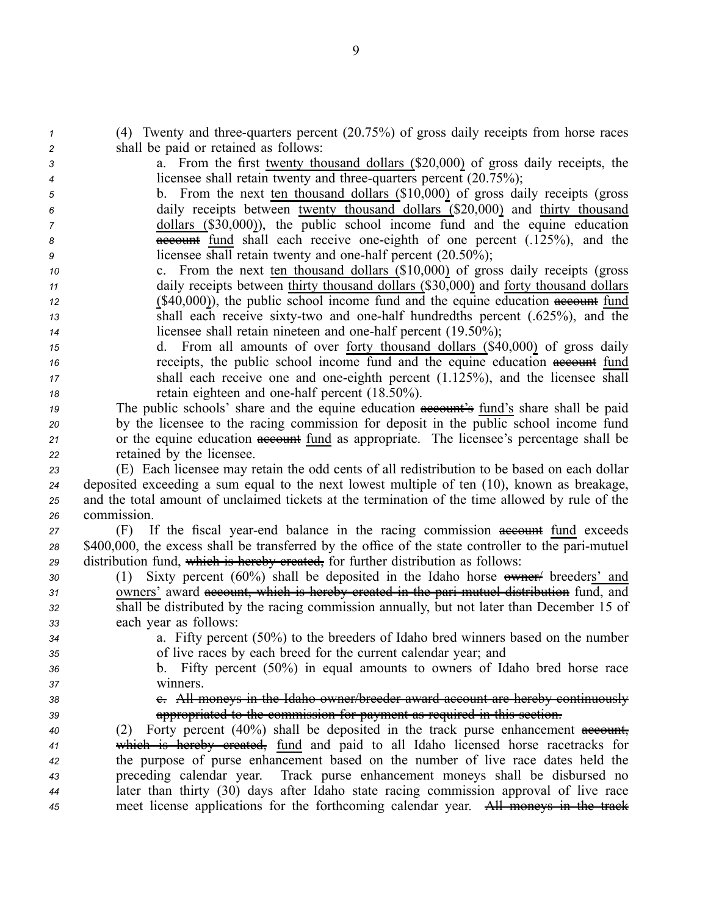(4) Twenty and three-quarters percent (20.75%) of gross daily receipts from horse races shall be paid or retained as follows:

a. From the first twenty thousand dollars ($20,000) of gross daily receipts, the licensee shall retain twenty and three-quarters percent (20.75%);

b. From the next ten thousand dollars ($10,000) of gross daily receipts (gross daily receipts between twenty thousand dollars ($20,000) and thirty thousand dollars ($30,000)), the public school income fund and the equine education ~~account~~ fund shall each receive one-eighth of one percent (.125%), and the licensee shall retain twenty and one-half percent (20.50%);

c. From the next ten thousand dollars ($10,000) of gross daily receipts (gross daily receipts between thirty thousand dollars ($30,000) and forty thousand dollars ($40,000)), the public school income fund and the equine education ~~account~~ fund shall each receive sixty-two and one-half hundredths percent (.625%), and the licensee shall retain nineteen and one-half percent (19.50%);

d. From all amounts of over forty thousand dollars ($40,000) of gross daily receipts, the public school income fund and the equine education ~~account~~ fund shall each receive one and one-eighth percent (1.125%), and the licensee shall retain eighteen and one-half percent (18.50%).

The public schools' share and the equine education ~~account's~~ fund's share shall be paid by the licensee to the racing commission for deposit in the public school income fund or the equine education ~~account~~ fund as appropriate. The licensee's percentage shall be retained by the licensee.

(E) Each licensee may retain the odd cents of all redistribution to be based on each dollar deposited exceeding a sum equal to the next lowest multiple of ten (10), known as breakage, and the total amount of unclaimed tickets at the termination of the time allowed by rule of the commission.

(F) If the fiscal year-end balance in the racing commission ~~account~~ fund exceeds $400,000, the excess shall be transferred by the office of the state controller to the pari-mutuel distribution fund, ~~which is hereby created,~~ for further distribution as follows:

(1) Sixty percent (60%) shall be deposited in the Idaho horse ~~owner/~~ breeders' and owners' award ~~account, which is hereby created in the pari-mutuel distribution~~ fund, and shall be distributed by the racing commission annually, but not later than December 15 of each year as follows:

a. Fifty percent (50%) to the breeders of Idaho bred winners based on the number of live races by each breed for the current calendar year; and

b. Fifty percent (50%) in equal amounts to owners of Idaho bred horse race winners.

~~c. All moneys in the Idaho owner/breeder award account are hereby continuously appropriated to the commission for payment as required in this section.~~

(2) Forty percent (40%) shall be deposited in the track purse enhancement ~~account, which is hereby created,~~ fund and paid to all Idaho licensed horse racetracks for the purpose of purse enhancement based on the number of live race dates held the preceding calendar year. Track purse enhancement moneys shall be disbursed no later than thirty (30) days after Idaho state racing commission approval of live race meet license applications for the forthcoming calendar year. ~~All moneys in the track~~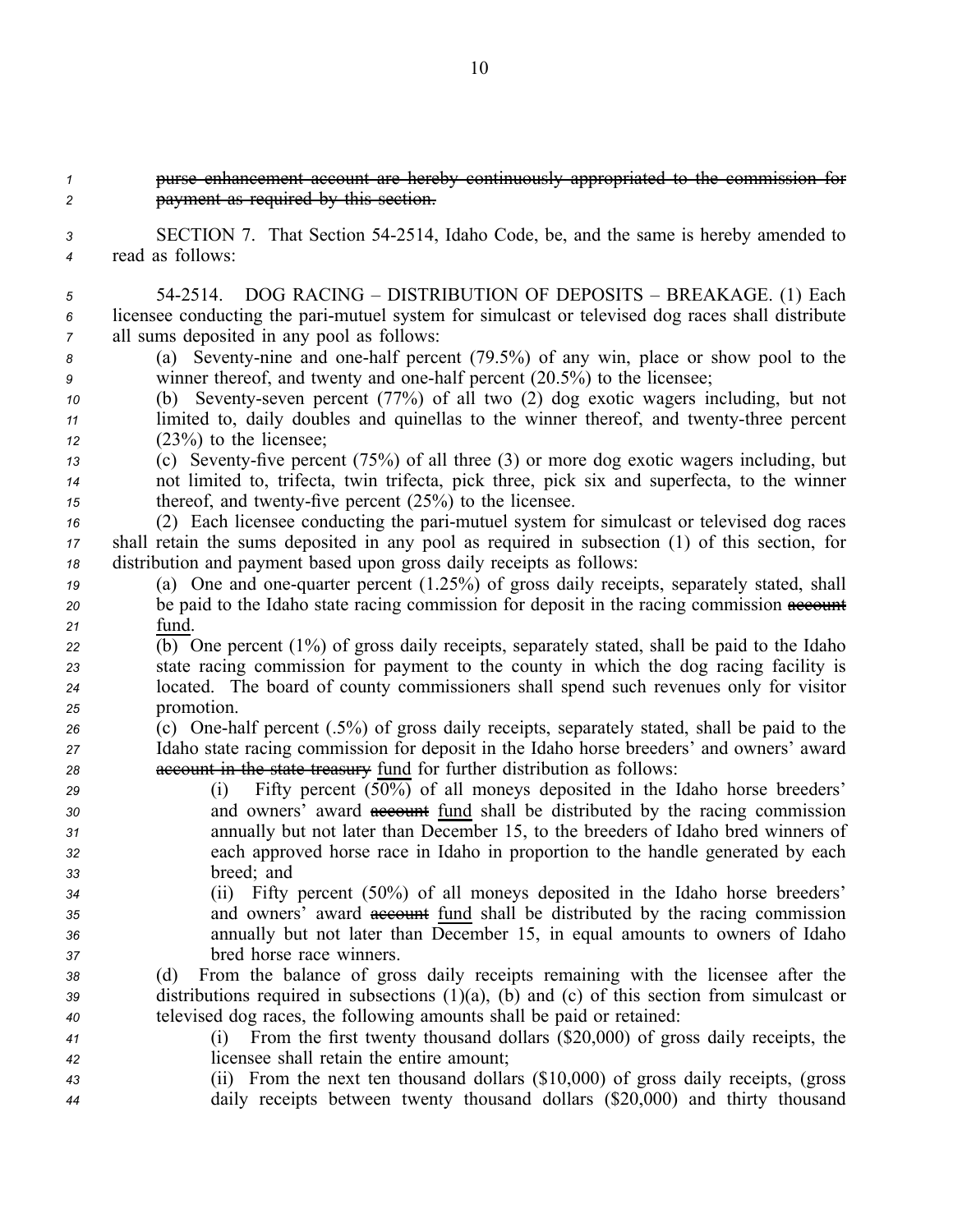~~purse enhancement account are hereby continuously appropriated to the commission for payment as required by this section.~~

SECTION 7. That Section 54-2514, Idaho Code, be, and the same is hereby amended to read as follows:

54-2514. DOG RACING – DISTRIBUTION OF DEPOSITS – BREAKAGE. (1) Each licensee conducting the pari-mutuel system for simulcast or televised dog races shall distribute all sums deposited in any pool as follows:

(a) Seventy-nine and one-half percent (79.5%) of any win, place or show pool to the winner thereof, and twenty and one-half percent (20.5%) to the licensee;

(b) Seventy-seven percent (77%) of all two (2) dog exotic wagers including, but not limited to, daily doubles and quinellas to the winner thereof, and twenty-three percent (23%) to the licensee;

(c) Seventy-five percent (75%) of all three (3) or more dog exotic wagers including, but not limited to, trifecta, twin trifecta, pick three, pick six and superfecta, to the winner thereof, and twenty-five percent (25%) to the licensee.

(2) Each licensee conducting the pari-mutuel system for simulcast or televised dog races shall retain the sums deposited in any pool as required in subsection (1) of this section, for distribution and payment based upon gross daily receipts as follows:

(a) One and one-quarter percent (1.25%) of gross daily receipts, separately stated, shall be paid to the Idaho state racing commission for deposit in the racing commission ~~account~~ <u>fund</u>.

(b) One percent (1%) of gross daily receipts, separately stated, shall be paid to the Idaho state racing commission for payment to the county in which the dog racing facility is located. The board of county commissioners shall spend such revenues only for visitor promotion.

(c) One-half percent (.5%) of gross daily receipts, separately stated, shall be paid to the Idaho state racing commission for deposit in the Idaho horse breeders' and owners' award ~~account in the state treasury~~ <u>fund</u> for further distribution as follows:

(i) Fifty percent (50%) of all moneys deposited in the Idaho horse breeders' and owners' award ~~account~~ <u>fund</u> shall be distributed by the racing commission annually but not later than December 15, to the breeders of Idaho bred winners of each approved horse race in Idaho in proportion to the handle generated by each breed; and

(ii) Fifty percent (50%) of all moneys deposited in the Idaho horse breeders' and owners' award ~~account~~ <u>fund</u> shall be distributed by the racing commission annually but not later than December 15, in equal amounts to owners of Idaho bred horse race winners.

(d) From the balance of gross daily receipts remaining with the licensee after the distributions required in subsections (1)(a), (b) and (c) of this section from simulcast or televised dog races, the following amounts shall be paid or retained:

(i) From the first twenty thousand dollars ($20,000) of gross daily receipts, the licensee shall retain the entire amount;

(ii) From the next ten thousand dollars ($10,000) of gross daily receipts, (gross daily receipts between twenty thousand dollars ($20,000) and thirty thousand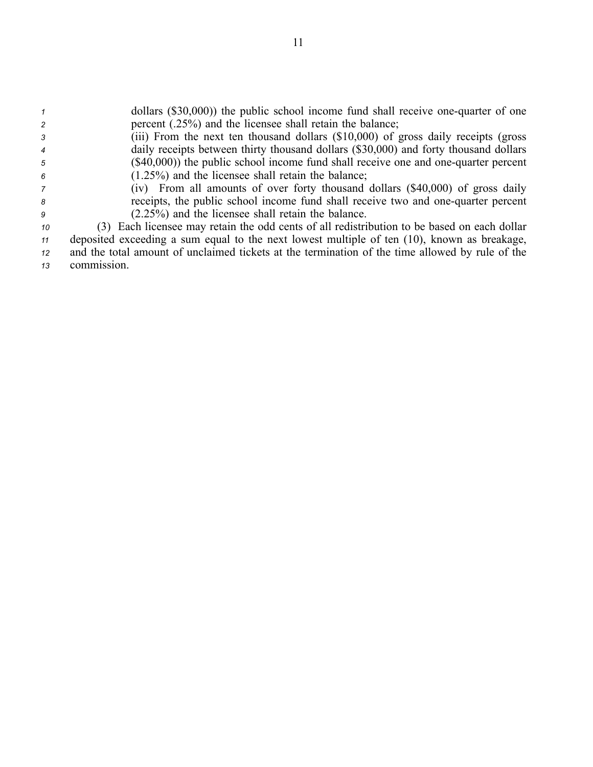dollars ($30,000)) the public school income fund shall receive one-quarter of one percent (.25%) and the licensee shall retain the balance;

(iii) From the next ten thousand dollars ($10,000) of gross daily receipts (gross daily receipts between thirty thousand dollars ($30,000) and forty thousand dollars ($40,000)) the public school income fund shall receive one and one-quarter percent (1.25%) and the licensee shall retain the balance;

(iv) From all amounts of over forty thousand dollars ($40,000) of gross daily receipts, the public school income fund shall receive two and one-quarter percent (2.25%) and the licensee shall retain the balance.

(3) Each licensee may retain the odd cents of all redistribution to be based on each dollar deposited exceeding a sum equal to the next lowest multiple of ten (10), known as breakage, and the total amount of unclaimed tickets at the termination of the time allowed by rule of the commission.